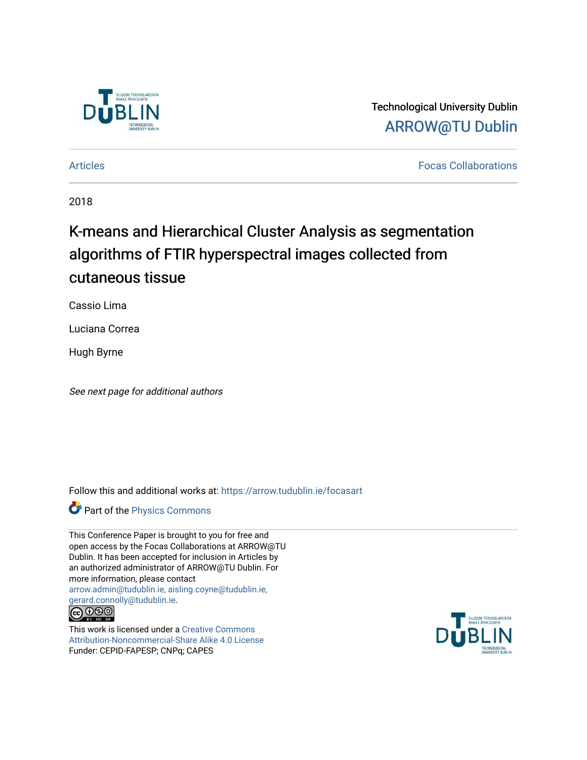Technological University Dublin

ARROW@TU Dublin

Articles

Focas Collaborations

2018

# K-means and Hierarchical Cluster Analysis as segmentation algorithms of FTIR hyperspectral images collected from cutaneous tissue

Cassio Lima

Luciana Correa

Hugh Byrne

*See next page for additional authors*

Follow this and additional works at: https://arrow.tudublin.ie/focasart

Part of the Physics Commons

This Conference Paper is brought to you for free and open access by the Focas Collaborations at ARROW@TU Dublin. It has been accepted for inclusion in Articles by an authorized administrator of ARROW@TU Dublin. For more information, please contact arrow.admin@tudublin.ie, aisling.coyne@tudublin.ie, gerard.connolly@tudublin.ie.

This work is licensed under a Creative Commons Attribution-Noncommercial-Share Alike 4.0 License
Funder: CEPID-FAPESP; CNPq; CAPES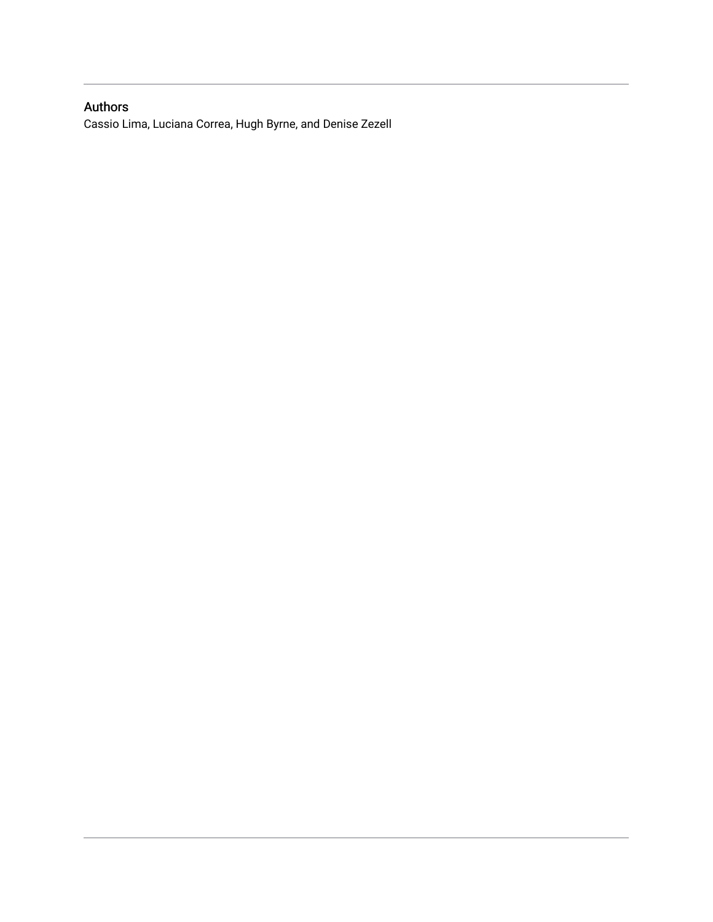## Authors

Cassio Lima, Luciana Correa, Hugh Byrne, and Denise Zezell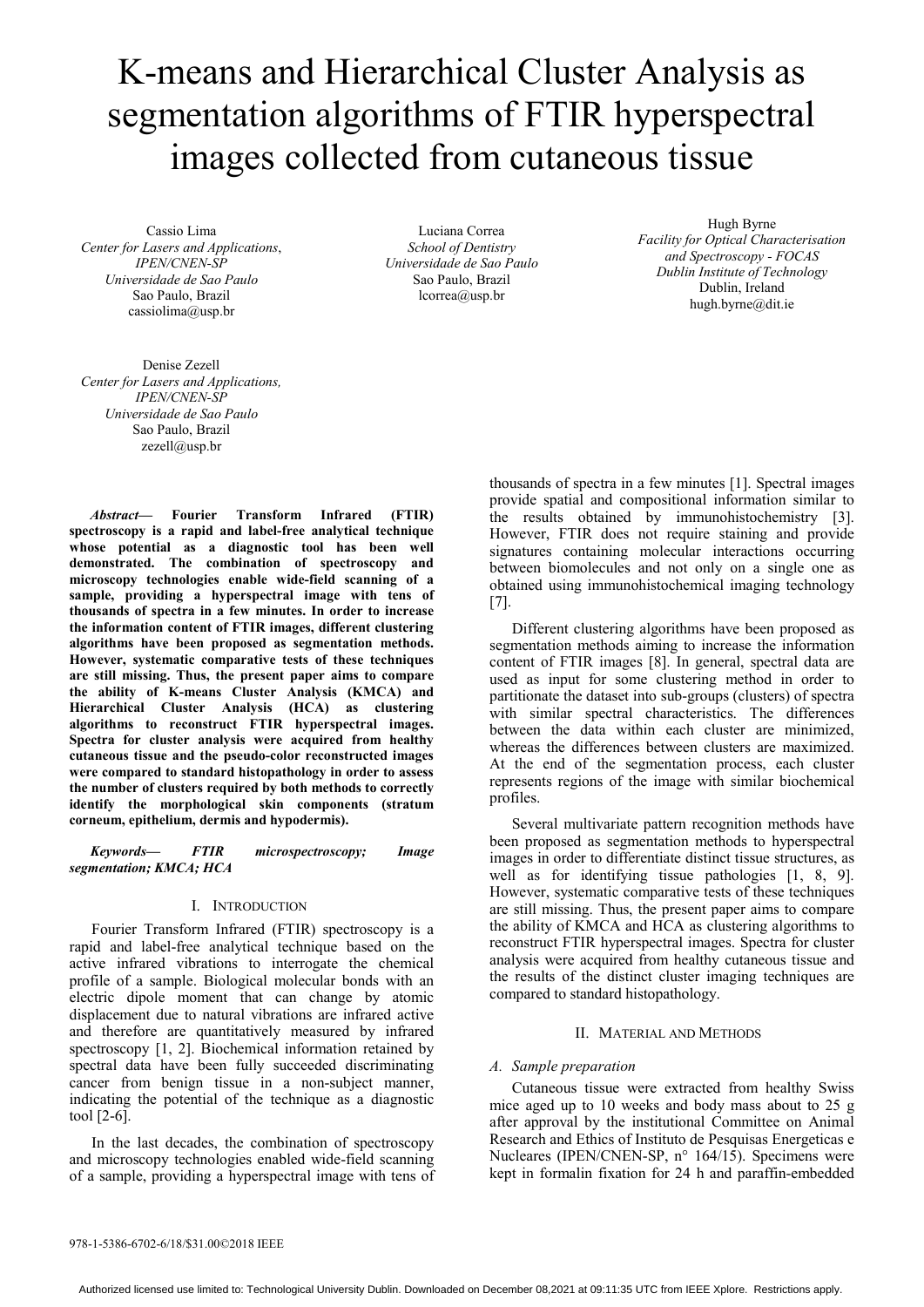# K-means and Hierarchical Cluster Analysis as segmentation algorithms of FTIR hyperspectral images collected from cutaneous tissue

Cassio Lima
*Center for Lasers and Applications, IPEN/CNEN-SP*
*Universidade de Sao Paulo*
Sao Paulo, Brazil
cassiolima@usp.br

Luciana Correa
*School of Dentistry*
*Universidade de Sao Paulo*
Sao Paulo, Brazil
lcorrea@usp.br

Hugh Byrne
*Facility for Optical Characterisation and Spectroscopy - FOCAS*
*Dublin Institute of Technology*
Dublin, Ireland
hugh.byrne@dit.ie

Denise Zezell
*Center for Lasers and Applications, IPEN/CNEN-SP*
*Universidade de Sao Paulo*
Sao Paulo, Brazil
zezell@usp.br

***Abstract*— Fourier Transform Infrared (FTIR) spectroscopy is a rapid and label-free analytical technique whose potential as a diagnostic tool has been well demonstrated. The combination of spectroscopy and microscopy technologies enable wide-field scanning of a sample, providing a hyperspectral image with tens of thousands of spectra in a few minutes. In order to increase the information content of FTIR images, different clustering algorithms have been proposed as segmentation methods. However, systematic comparative tests of these techniques are still missing. Thus, the present paper aims to compare the ability of K-means Cluster Analysis (KMCA) and Hierarchical Cluster Analysis (HCA) as clustering algorithms to reconstruct FTIR hyperspectral images. Spectra for cluster analysis were acquired from healthy cutaneous tissue and the pseudo-color reconstructed images were compared to standard histopathology in order to assess the number of clusters required by both methods to correctly identify the morphological skin components (stratum corneum, epithelium, dermis and hypodermis).**

***Keywords*— *FTIR microspectroscopy; Image segmentation; KMCA; HCA***

## I. Introduction

Fourier Transform Infrared (FTIR) spectroscopy is a rapid and label-free analytical technique based on the active infrared vibrations to interrogate the chemical profile of a sample. Biological molecular bonds with an electric dipole moment that can change by atomic displacement due to natural vibrations are infrared active and therefore are quantitatively measured by infrared spectroscopy [1, 2]. Biochemical information retained by spectral data have been fully succeeded discriminating cancer from benign tissue in a non-subject manner, indicating the potential of the technique as a diagnostic tool [2-6].

In the last decades, the combination of spectroscopy and microscopy technologies enabled wide-field scanning of a sample, providing a hyperspectral image with tens of thousands of spectra in a few minutes [1]. Spectral images provide spatial and compositional information similar to the results obtained by immunohistochemistry [3]. However, FTIR does not require staining and provide signatures containing molecular interactions occurring between biomolecules and not only on a single one as obtained using immunohistochemical imaging technology [7].

Different clustering algorithms have been proposed as segmentation methods aiming to increase the information content of FTIR images [8]. In general, spectral data are used as input for some clustering method in order to partitionate the dataset into sub-groups (clusters) of spectra with similar spectral characteristics. The differences between the data within each cluster are minimized, whereas the differences between clusters are maximized. At the end of the segmentation process, each cluster represents regions of the image with similar biochemical profiles.

Several multivariate pattern recognition methods have been proposed as segmentation methods to hyperspectral images in order to differentiate distinct tissue structures, as well as for identifying tissue pathologies [1, 8, 9]. However, systematic comparative tests of these techniques are still missing. Thus, the present paper aims to compare the ability of KMCA and HCA as clustering algorithms to reconstruct FTIR hyperspectral images. Spectra for cluster analysis were acquired from healthy cutaneous tissue and the results of the distinct cluster imaging techniques are compared to standard histopathology.

## II. Material and Methods

### *A. Sample preparation*

Cutaneous tissue were extracted from healthy Swiss mice aged up to 10 weeks and body mass about to 25 g after approval by the institutional Committee on Animal Research and Ethics of Instituto de Pesquisas Energeticas e Nucleares (IPEN/CNEN-SP, n° 164/15). Specimens were kept in formalin fixation for 24 h and paraffin-embedded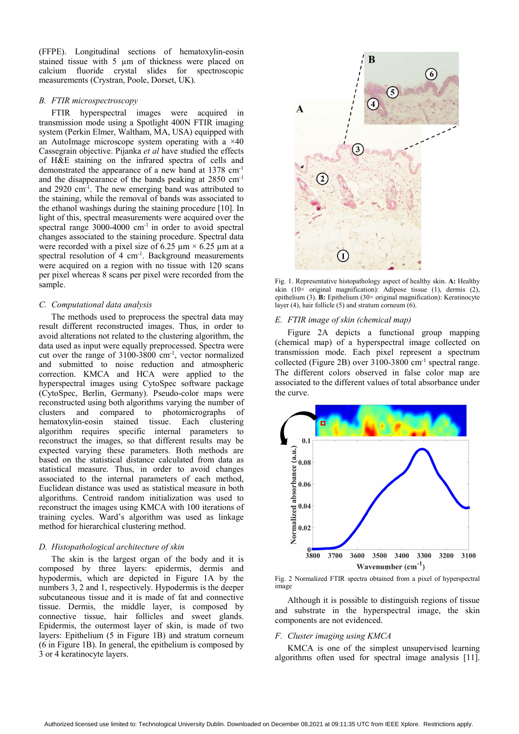(FFPE). Longitudinal sections of hematoxylin-eosin stained tissue with 5 µm of thickness were placed on calcium fluoride crystal slides for spectroscopic measurements (Crystran, Poole, Dorset, UK).

### B. FTIR microspectroscopy

FTIR hyperspectral images were acquired in transmission mode using a Spotlight 400N FTIR imaging system (Perkin Elmer, Waltham, MA, USA) equipped with an AutoImage microscope system operating with a ×40 Cassegrain objective. Pijanka *et al* have studied the effects of H&E staining on the infrared spectra of cells and demonstrated the appearance of a new band at 1378 $cm^{-1}$ and the disappearance of the bands peaking at 2850 $cm^{-1}$ and 2920 $cm^{-1}$. The new emerging band was attributed to the staining, while the removal of bands was associated to the ethanol washings during the staining procedure [10]. In light of this, spectral measurements were acquired over the spectral range 3000-4000 $cm^{-1}$ in order to avoid spectral changes associated to the staining procedure. Spectral data were recorded with a pixel size of 6.25 µm × 6.25 µm at a spectral resolution of 4 $cm^{-1}$. Background measurements were acquired on a region with no tissue with 120 scans per pixel whereas 8 scans per pixel were recorded from the sample.

### C. Computational data analysis

The methods used to preprocess the spectral data may result different reconstructed images. Thus, in order to avoid alterations not related to the clustering algorithm, the data used as input were equally preprocessed. Spectra were cut over the range of 3100-3800 $cm^{-1}$, vector normalized and submitted to noise reduction and atmospheric correction. KMCA and HCA were applied to the hyperspectral images using CytoSpec software package (CytoSpec, Berlin, Germany). Pseudo-color maps were reconstructed using both algorithms varying the number of clusters and compared to photomicrographs of hematoxylin-eosin stained tissue. Each clustering algorithm requires specific internal parameters to reconstruct the images, so that different results may be expected varying these parameters. Both methods are based on the statistical distance calculated from data as statistical measure. Thus, in order to avoid changes associated to the internal parameters of each method, Euclidean distance was used as statistical measure in both algorithms. Centroid random initialization was used to reconstruct the images using KMCA with 100 iterations of training cycles. Ward's algorithm was used as linkage method for hierarchical clustering method.

### D. Histopathological architecture of skin

The skin is the largest organ of the body and it is composed by three layers: epidermis, dermis and hypodermis, which are depicted in Figure 1A by the numbers 3, 2 and 1, respectively. Hypodermis is the deeper subcutaneous tissue and it is made of fat and connective tissue. Dermis, the middle layer, is composed by connective tissue, hair follicles and sweet glands. Epidermis, the outermost layer of skin, is made of two layers: Epithelium (5 in Figure 1B) and stratum corneum (6 in Figure 1B). In general, the epithelium is composed by 3 or 4 keratinocyte layers.

Fig. 1. Representative histopathology aspect of healthy skin. **A:** Healthy skin (10× original magnification): Adipose tissue (1), dermis (2), epithelium (3). **B:** Epithelium (30× original magnification): Keratinocyte layer (4), hair follicle (5) and stratum corneum (6).

### E. FTIR image of skin (chemical map)

Figure 2A depicts a functional group mapping (chemical map) of a hyperspectral image collected on transmission mode. Each pixel represent a spectrum collected (Figure 2B) over 3100-3800 $cm^{-1}$ spectral range. The different colors observed in false color map are associated to the different values of total absorbance under the curve.

Fig. 2 Normalized FTIR spectra obtained from a pixel of hyperspectral image

Although it is possible to distinguish regions of tissue and substrate in the hyperspectral image, the skin components are not evidenced.

### F. Cluster imaging using KMCA

KMCA is one of the simplest unsupervised learning algorithms often used for spectral image analysis [11].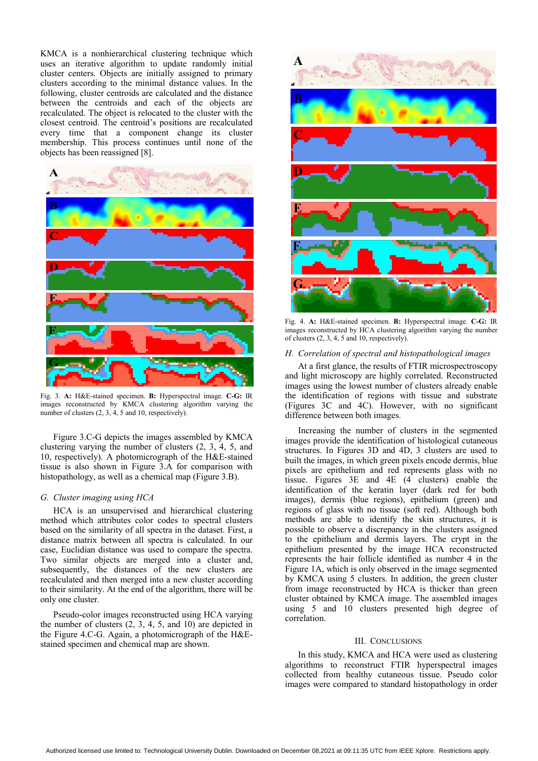KMCA is a nonhierarchical clustering technique which uses an iterative algorithm to update randomly initial cluster centers. Objects are initially assigned to primary clusters according to the minimal distance values. In the following, cluster centroids are calculated and the distance between the centroids and each of the objects are recalculated. The object is relocated to the cluster with the closest centroid. The centroid's positions are recalculated every time that a component change its cluster membership. This process continues until none of the objects has been reassigned [8].

Fig. 3. **A:** H&E-stained specimen. **B:** Hyperspectral image. **C-G:** IR images reconstructed by KMCA clustering algorithm varying the number of clusters (2, 3, 4, 5 and 10, respectively).

Figure 3.C-G depicts the images assembled by KMCA clustering varying the number of clusters (2, 3, 4, 5, and 10, respectively). A photomicrograph of the H&E-stained tissue is also shown in Figure 3.A for comparison with histopathology, as well as a chemical map (Figure 3.B).

### *G. Cluster imaging using HCA*

HCA is an unsupervised and hierarchical clustering method which attributes color codes to spectral clusters based on the similarity of all spectra in the dataset. First, a distance matrix between all spectra is calculated. In our case, Euclidian distance was used to compare the spectra. Two similar objects are merged into a cluster and, subsequently, the distances of the new clusters are recalculated and then merged into a new cluster according to their similarity. At the end of the algorithm, there will be only one cluster.

Pseudo-color images reconstructed using HCA varying the number of clusters (2, 3, 4, 5, and 10) are depicted in the Figure 4.C-G. Again, a photomicrograph of the H&E-stained specimen and chemical map are shown.

Fig. 4. **A:** H&E-stained specimen. **B:** Hyperspectral image. **C-G:** IR images reconstructed by HCA clustering algorithm varying the number of clusters (2, 3, 4, 5 and 10, respectively).

### *H. Correlation of spectral and histopathological images*

At a first glance, the results of FTIR microspectroscopy and light microscopy are highly correlated. Reconstructed images using the lowest number of clusters already enable the identification of regions with tissue and substrate (Figures 3C and 4C). However, with no significant difference between both images.

Increasing the number of clusters in the segmented images provide the identification of histological cutaneous structures. In Figures 3D and 4D, 3 clusters are used to built the images, in which green pixels encode dermis, blue pixels are epithelium and red represents glass with no tissue. Figures 3E and 4E (4 clusters) enable the identification of the keratin layer (dark red for both images), dermis (blue regions), epithelium (green) and regions of glass with no tissue (soft red). Although both methods are able to identify the skin structures, it is possible to observe a discrepancy in the clusters assigned to the epithelium and dermis layers. The crypt in the epithelium presented by the image HCA reconstructed represents the hair follicle identified as number 4 in the Figure 1A, which is only observed in the image segmented by KMCA using 5 clusters. In addition, the green cluster from image reconstructed by HCA is thicker than green cluster obtained by KMCA image. The assembled images using 5 and 10 clusters presented high degree of correlation.

## III. Conclusions

In this study, KMCA and HCA were used as clustering algorithms to reconstruct FTIR hyperspectral images collected from healthy cutaneous tissue. Pseudo color images were compared to standard histopathology in order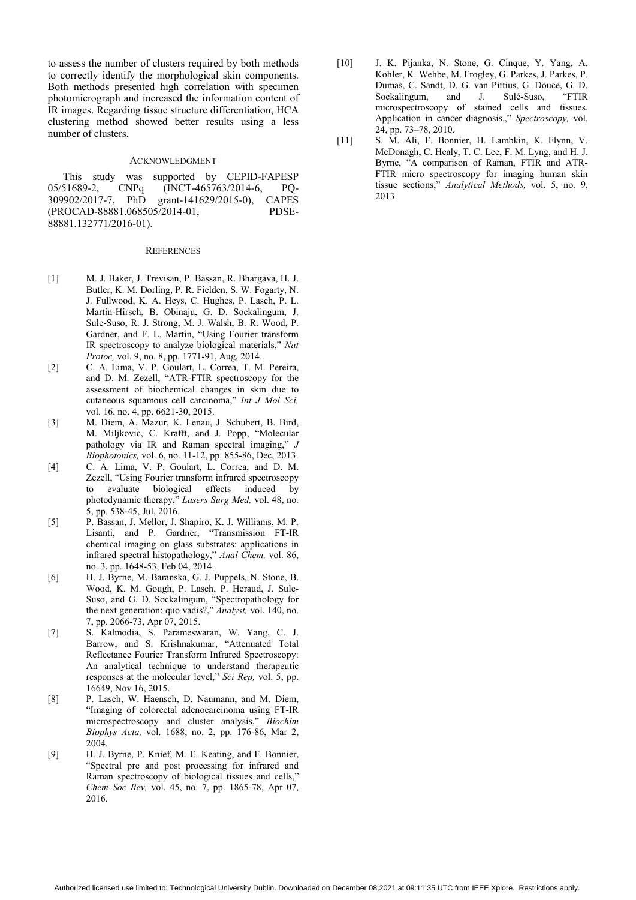to assess the number of clusters required by both methods to correctly identify the morphological skin components. Both methods presented high correlation with specimen photomicrograph and increased the information content of IR images. Regarding tissue structure differentiation, HCA clustering method showed better results using a less number of clusters.

## Acknowledgment

This study was supported by CEPID-FAPESP 05/51689-2, CNPq (INCT-465763/2014-6, PQ-309902/2017-7, PhD grant-141629/2015-0), CAPES (PROCAD-88881.068505/2014-01, PDSE-88881.132771/2016-01).

## References

[1] M. J. Baker, J. Trevisan, P. Bassan, R. Bhargava, H. J. Butler, K. M. Dorling, P. R. Fielden, S. W. Fogarty, N. J. Fullwood, K. A. Heys, C. Hughes, P. Lasch, P. L. Martin-Hirsch, B. Obinaju, G. D. Sockalingum, J. Sule-Suso, R. J. Strong, M. J. Walsh, B. R. Wood, P. Gardner, and F. L. Martin, "Using Fourier transform IR spectroscopy to analyze biological materials," *Nat Protoc,* vol. 9, no. 8, pp. 1771-91, Aug, 2014.

[2] C. A. Lima, V. P. Goulart, L. Correa, T. M. Pereira, and D. M. Zezell, "ATR-FTIR spectroscopy for the assessment of biochemical changes in skin due to cutaneous squamous cell carcinoma," *Int J Mol Sci,* vol. 16, no. 4, pp. 6621-30, 2015.

[3] M. Diem, A. Mazur, K. Lenau, J. Schubert, B. Bird, M. Miljkovic, C. Krafft, and J. Popp, "Molecular pathology via IR and Raman spectral imaging," *J Biophotonics,* vol. 6, no. 11-12, pp. 855-86, Dec, 2013.

[4] C. A. Lima, V. P. Goulart, L. Correa, and D. M. Zezell, "Using Fourier transform infrared spectroscopy to evaluate biological effects induced by photodynamic therapy," *Lasers Surg Med,* vol. 48, no. 5, pp. 538-45, Jul, 2016.

[5] P. Bassan, J. Mellor, J. Shapiro, K. J. Williams, M. P. Lisanti, and P. Gardner, "Transmission FT-IR chemical imaging on glass substrates: applications in infrared spectral histopathology," *Anal Chem,* vol. 86, no. 3, pp. 1648-53, Feb 04, 2014.

[6] H. J. Byrne, M. Baranska, G. J. Puppels, N. Stone, B. Wood, K. M. Gough, P. Lasch, P. Heraud, J. Sule-Suso, and G. D. Sockalingum, "Spectropathology for the next generation: quo vadis?," *Analyst,* vol. 140, no. 7, pp. 2066-73, Apr 07, 2015.

[7] S. Kalmodia, S. Parameswaran, W. Yang, C. J. Barrow, and S. Krishnakumar, "Attenuated Total Reflectance Fourier Transform Infrared Spectroscopy: An analytical technique to understand therapeutic responses at the molecular level," *Sci Rep,* vol. 5, pp. 16649, Nov 16, 2015.

[8] P. Lasch, W. Haensch, D. Naumann, and M. Diem, "Imaging of colorectal adenocarcinoma using FT-IR microspectroscopy and cluster analysis," *Biochim Biophys Acta,* vol. 1688, no. 2, pp. 176-86, Mar 2, 2004.

[9] H. J. Byrne, P. Knief, M. E. Keating, and F. Bonnier, "Spectral pre and post processing for infrared and Raman spectroscopy of biological tissues and cells," *Chem Soc Rev,* vol. 45, no. 7, pp. 1865-78, Apr 07, 2016.

[10] J. K. Pijanka, N. Stone, G. Cinque, Y. Yang, A. Kohler, K. Wehbe, M. Frogley, G. Parkes, J. Parkes, P. Dumas, C. Sandt, D. G. van Pittius, G. Douce, G. D. Sockalingum, and J. Sulé-Suso, "FTIR microspectroscopy of stained cells and tissues. Application in cancer diagnosis.," *Spectroscopy,* vol. 24, pp. 73–78, 2010.

[11] S. M. Ali, F. Bonnier, H. Lambkin, K. Flynn, V. McDonagh, C. Healy, T. C. Lee, F. M. Lyng, and H. J. Byrne, "A comparison of Raman, FTIR and ATR-FTIR micro spectroscopy for imaging human skin tissue sections," *Analytical Methods,* vol. 5, no. 9, 2013.